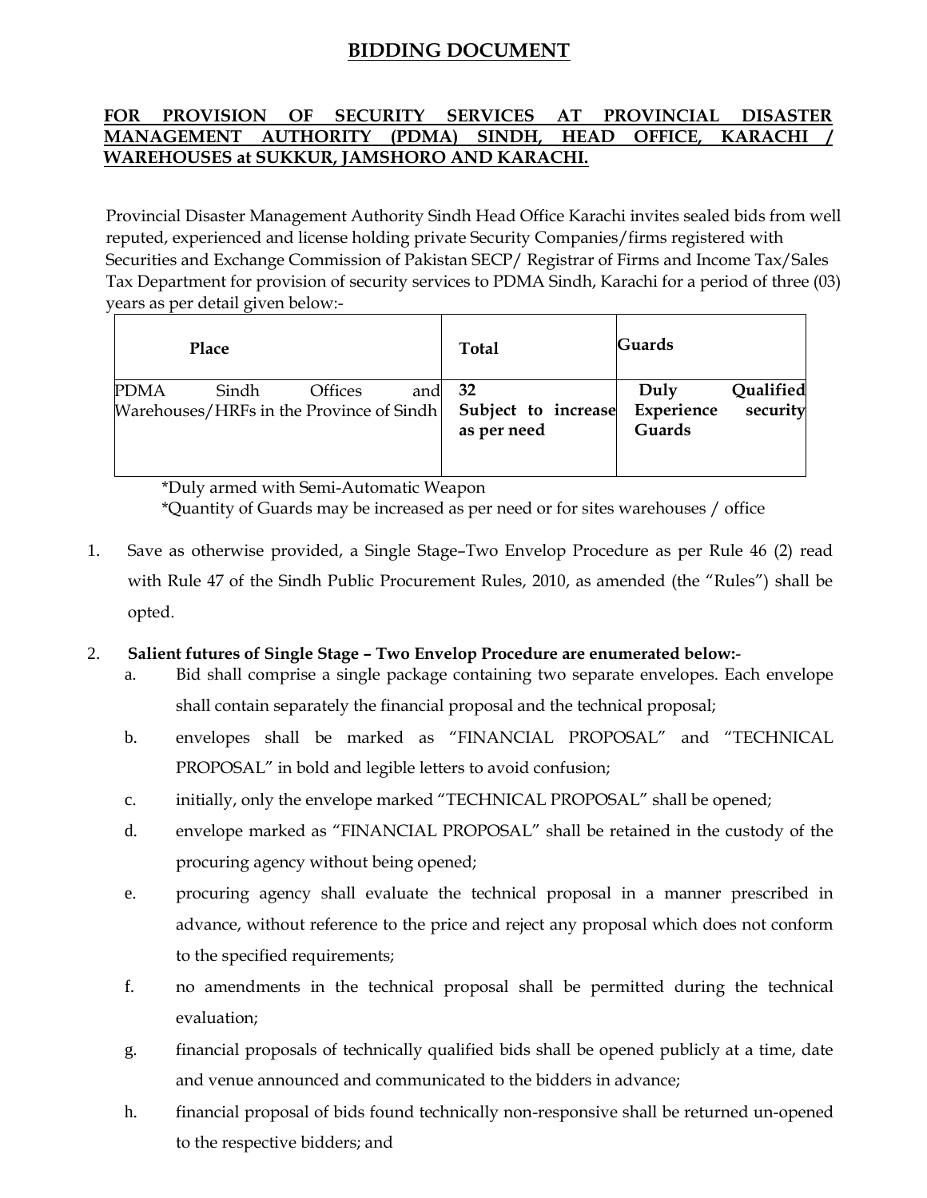# BIDDING DOCUMENT

**FOR PROVISION OF SECURITY SERVICES AT PROVINCIAL DISASTER MANAGEMENT AUTHORITY (PDMA) SINDH, HEAD OFFICE, KARACHI / WAREHOUSES at SUKKUR, JAMSHORO AND KARACHI.**

Provincial Disaster Management Authority Sindh Head Office Karachi invites sealed bids from well reputed, experienced and license holding private Security Companies/firms registered with Securities and Exchange Commission of Pakistan SECP/ Registrar of Firms and Income Tax/Sales Tax Department for provision of security services to PDMA Sindh, Karachi for a period of three (03) years as per detail given below:-

| Place | Total | Guards |
|---|---|---|
| PDMA Sindh Offices and Warehouses/HRFs in the Province of Sindh | **32 Subject to increase as per need** | **Duly Qualified Experience security Guards** |

*Duly armed with Semi-Automatic Weapon
*Quantity of Guards may be increased as per need or for sites warehouses / office

1. Save as otherwise provided, a Single Stage–Two Envelop Procedure as per Rule 46 (2) read with Rule 47 of the Sindh Public Procurement Rules, 2010, as amended (the "Rules") shall be opted.

2. **Salient futures of Single Stage – Two Envelop Procedure are enumerated below:**-
   a. Bid shall comprise a single package containing two separate envelopes. Each envelope shall contain separately the financial proposal and the technical proposal;
   b. envelopes shall be marked as "FINANCIAL PROPOSAL" and "TECHNICAL PROPOSAL" in bold and legible letters to avoid confusion;
   c. initially, only the envelope marked "TECHNICAL PROPOSAL" shall be opened;
   d. envelope marked as "FINANCIAL PROPOSAL" shall be retained in the custody of the procuring agency without being opened;
   e. procuring agency shall evaluate the technical proposal in a manner prescribed in advance, without reference to the price and reject any proposal which does not conform to the specified requirements;
   f. no amendments in the technical proposal shall be permitted during the technical evaluation;
   g. financial proposals of technically qualified bids shall be opened publicly at a time, date and venue announced and communicated to the bidders in advance;
   h. financial proposal of bids found technically non-responsive shall be returned un-opened to the respective bidders; and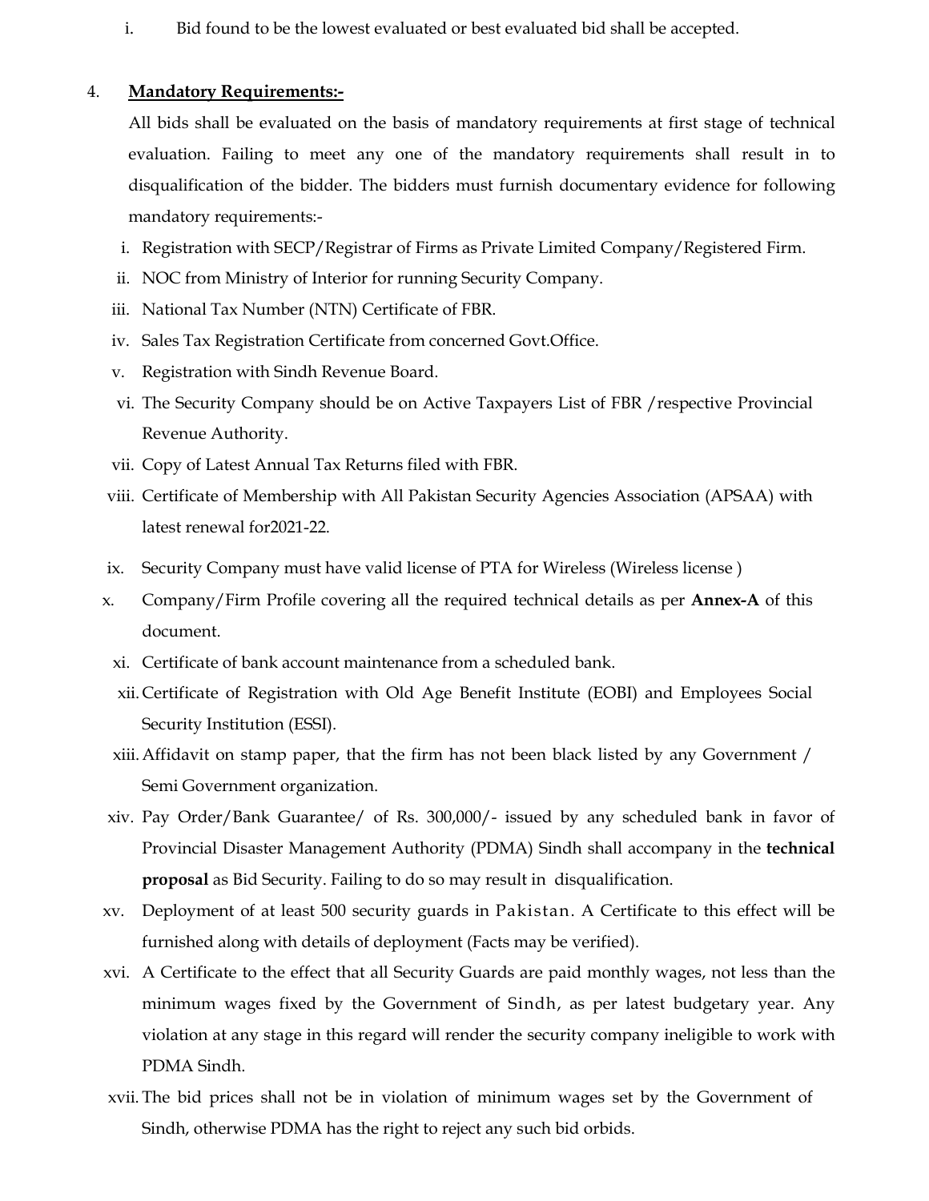i. Bid found to be the lowest evaluated or best evaluated bid shall be accepted.

4. **Mandatory Requirements:-**

All bids shall be evaluated on the basis of mandatory requirements at first stage of technical evaluation. Failing to meet any one of the mandatory requirements shall result in to disqualification of the bidder. The bidders must furnish documentary evidence for following mandatory requirements:-

i. Registration with SECP/Registrar of Firms as Private Limited Company/Registered Firm.
ii. NOC from Ministry of Interior for running Security Company.
iii. National Tax Number (NTN) Certificate of FBR.
iv. Sales Tax Registration Certificate from concerned Govt.Office.
v. Registration with Sindh Revenue Board.
vi. The Security Company should be on Active Taxpayers List of FBR /respective Provincial Revenue Authority.
vii. Copy of Latest Annual Tax Returns filed with FBR.
viii. Certificate of Membership with All Pakistan Security Agencies Association (APSAA) with latest renewal for2021-22.
ix. Security Company must have valid license of PTA for Wireless (Wireless license )
x. Company/Firm Profile covering all the required technical details as per **Annex-A** of this document.
xi. Certificate of bank account maintenance from a scheduled bank.
xii. Certificate of Registration with Old Age Benefit Institute (EOBI) and Employees Social Security Institution (ESSI).
xiii. Affidavit on stamp paper, that the firm has not been black listed by any Government / Semi Government organization.
xiv. Pay Order/Bank Guarantee/ of Rs. 300,000/- issued by any scheduled bank in favor of Provincial Disaster Management Authority (PDMA) Sindh shall accompany in the **technical proposal** as Bid Security. Failing to do so may result in disqualification.
xv. Deployment of at least 500 security guards in Pakistan. A Certificate to this effect will be furnished along with details of deployment (Facts may be verified).
xvi. A Certificate to the effect that all Security Guards are paid monthly wages, not less than the minimum wages fixed by the Government of Sindh, as per latest budgetary year. Any violation at any stage in this regard will render the security company ineligible to work with PDMA Sindh.
xvii. The bid prices shall not be in violation of minimum wages set by the Government of Sindh, otherwise PDMA has the right to reject any such bid orbids.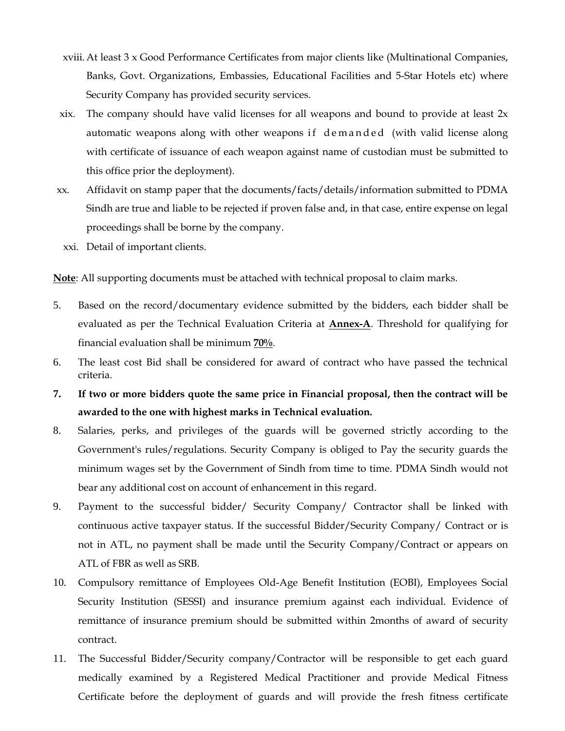xviii. At least 3 x Good Performance Certificates from major clients like (Multinational Companies, Banks, Govt. Organizations, Embassies, Educational Facilities and 5-Star Hotels etc) where Security Company has provided security services.

xix. The company should have valid licenses for all weapons and bound to provide at least 2x automatic weapons along with other weapons if demanded (with valid license along with certificate of issuance of each weapon against name of custodian must be submitted to this office prior the deployment).

xx. Affidavit on stamp paper that the documents/facts/details/information submitted to PDMA Sindh are true and liable to be rejected if proven false and, in that case, entire expense on legal proceedings shall be borne by the company.

xxi. Detail of important clients.

**Note**: All supporting documents must be attached with technical proposal to claim marks.

5. Based on the record/documentary evidence submitted by the bidders, each bidder shall be evaluated as per the Technical Evaluation Criteria at **Annex-A**. Threshold for qualifying for financial evaluation shall be minimum **70%**.
6. The least cost Bid shall be considered for award of contract who have passed the technical criteria.
7. **If two or more bidders quote the same price in Financial proposal, then the contract will be awarded to the one with highest marks in Technical evaluation.**
8. Salaries, perks, and privileges of the guards will be governed strictly according to the Government's rules/regulations. Security Company is obliged to Pay the security guards the minimum wages set by the Government of Sindh from time to time. PDMA Sindh would not bear any additional cost on account of enhancement in this regard.
9. Payment to the successful bidder/ Security Company/ Contractor shall be linked with continuous active taxpayer status. If the successful Bidder/Security Company/ Contract or is not in ATL, no payment shall be made until the Security Company/Contract or appears on ATL of FBR as well as SRB.
10. Compulsory remittance of Employees Old-Age Benefit Institution (EOBI), Employees Social Security Institution (SESSI) and insurance premium against each individual. Evidence of remittance of insurance premium should be submitted within 2months of award of security contract.
11. The Successful Bidder/Security company/Contractor will be responsible to get each guard medically examined by a Registered Medical Practitioner and provide Medical Fitness Certificate before the deployment of guards and will provide the fresh fitness certificate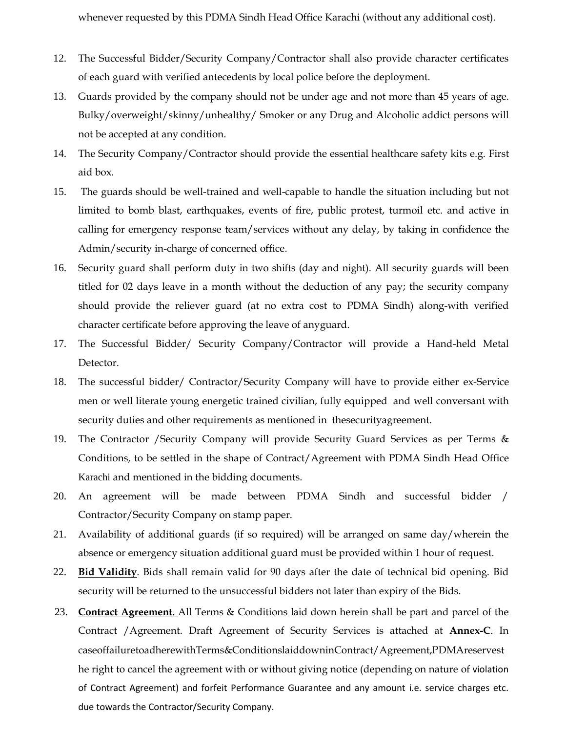whenever requested by this PDMA Sindh Head Office Karachi (without any additional cost).

12. The Successful Bidder/Security Company/Contractor shall also provide character certificates of each guard with verified antecedents by local police before the deployment.
13. Guards provided by the company should not be under age and not more than 45 years of age. Bulky/overweight/skinny/unhealthy/ Smoker or any Drug and Alcoholic addict persons will not be accepted at any condition.
14. The Security Company/Contractor should provide the essential healthcare safety kits e.g. First aid box.
15. The guards should be well-trained and well-capable to handle the situation including but not limited to bomb blast, earthquakes, events of fire, public protest, turmoil etc. and active in calling for emergency response team/services without any delay, by taking in confidence the Admin/security in-charge of concerned office.
16. Security guard shall perform duty in two shifts (day and night). All security guards will been titled for 02 days leave in a month without the deduction of any pay; the security company should provide the reliever guard (at no extra cost to PDMA Sindh) along-with verified character certificate before approving the leave of anyguard.
17. The Successful Bidder/ Security Company/Contractor will provide a Hand-held Metal Detector.
18. The successful bidder/ Contractor/Security Company will have to provide either ex-Service men or well literate young energetic trained civilian, fully equipped and well conversant with security duties and other requirements as mentioned in thesecurityagreement.
19. The Contractor /Security Company will provide Security Guard Services as per Terms & Conditions, to be settled in the shape of Contract/Agreement with PDMA Sindh Head Office Karachi and mentioned in the bidding documents.
20. An agreement will be made between PDMA Sindh and successful bidder / Contractor/Security Company on stamp paper.
21. Availability of additional guards (if so required) will be arranged on same day/wherein the absence or emergency situation additional guard must be provided within 1 hour of request.
22. **Bid Validity**. Bids shall remain valid for 90 days after the date of technical bid opening. Bid security will be returned to the unsuccessful bidders not later than expiry of the Bids.
23. **Contract Agreement.** All Terms & Conditions laid down herein shall be part and parcel of the Contract /Agreement. Draft Agreement of Security Services is attached at **Annex-C**. In caseoffailuretoadherewithTerms&ConditionslaiddowninContract/Agreement,PDMAreservest he right to cancel the agreement with or without giving notice (depending on nature of violation of Contract Agreement) and forfeit Performance Guarantee and any amount i.e. service charges etc. due towards the Contractor/Security Company.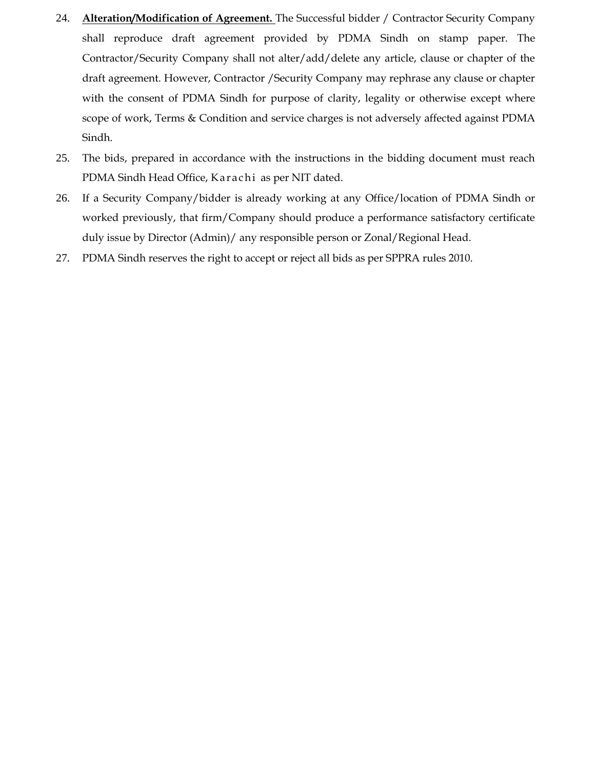24. **Alteration/Modification of Agreement.** The Successful bidder / Contractor Security Company shall reproduce draft agreement provided by PDMA Sindh on stamp paper. The Contractor/Security Company shall not alter/add/delete any article, clause or chapter of the draft agreement. However, Contractor /Security Company may rephrase any clause or chapter with the consent of PDMA Sindh for purpose of clarity, legality or otherwise except where scope of work, Terms & Condition and service charges is not adversely affected against PDMA Sindh.
25. The bids, prepared in accordance with the instructions in the bidding document must reach PDMA Sindh Head Office, Karachi as per NIT dated.
26. If a Security Company/bidder is already working at any Office/location of PDMA Sindh or worked previously, that firm/Company should produce a performance satisfactory certificate duly issue by Director (Admin)/ any responsible person or Zonal/Regional Head.
27. PDMA Sindh reserves the right to accept or reject all bids as per SPPRA rules 2010.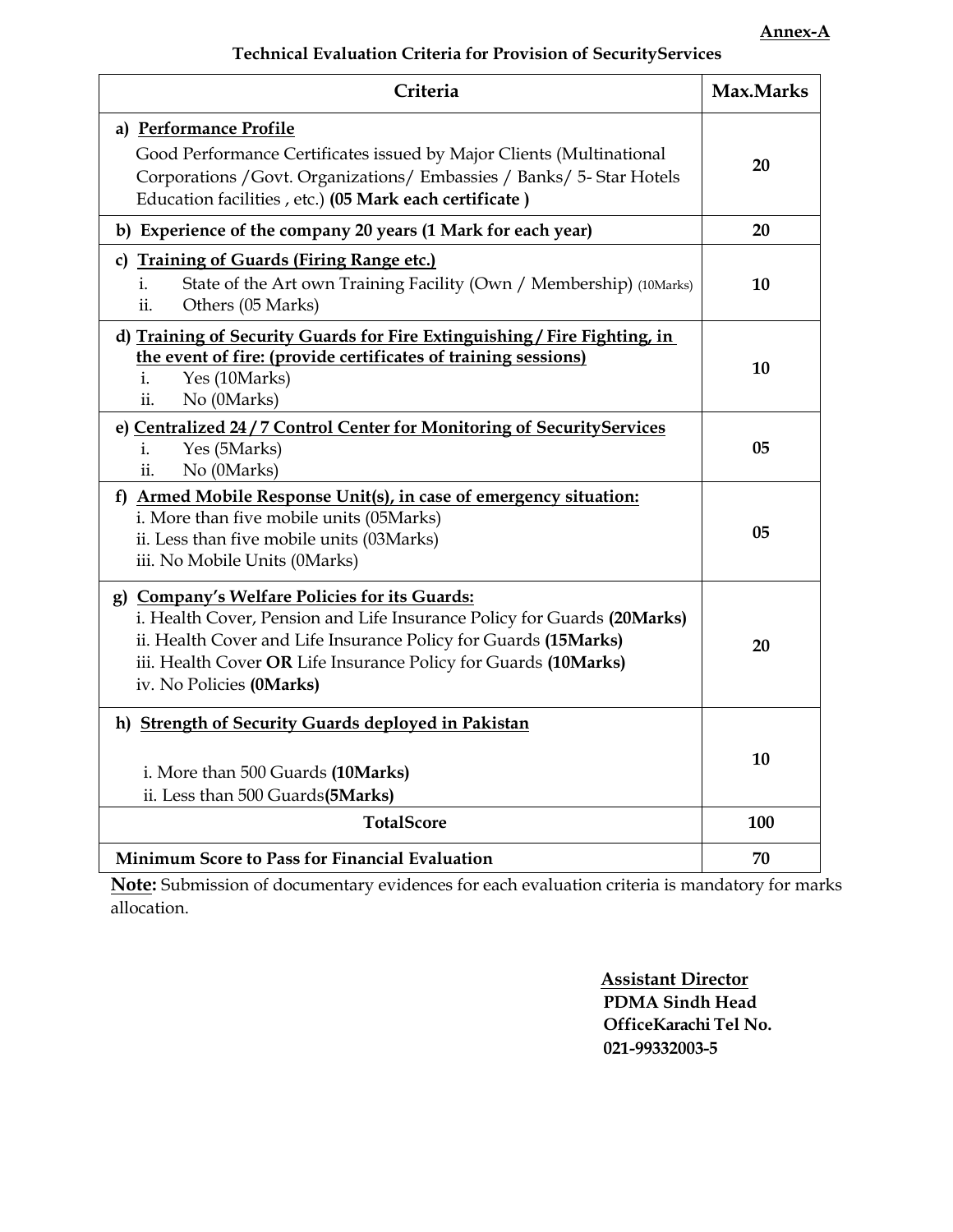**Annex-A**

**Technical Evaluation Criteria for Provision of SecurityServices**

| Criteria | Max.Marks |
|---|---|
| a) **Performance Profile**<br>Good Performance Certificates issued by Major Clients (Multinational Corporations /Govt. Organizations/ Embassies / Banks/ 5- Star Hotels Education facilities , etc.) **(05 Mark each certificate )** | **20** |
| **b) Experience of the company 20 years (1 Mark for each year)** | **20** |
| c) **Training of Guards (Firing Range etc.)**<br>i. State of the Art own Training Facility (Own / Membership) (10Marks)<br>ii. Others (05 Marks) | **10** |
| d) **Training of Security Guards for Fire Extinguishing / Fire Fighting, in the event of fire: (provide certificates of training sessions)**<br>i. Yes (10Marks)<br>ii. No (0Marks) | **10** |
| e) **Centralized 24 / 7 Control Center for Monitoring of SecurityServices**<br>i. Yes (5Marks)<br>ii. No (0Marks) | **05** |
| f) **Armed Mobile Response Unit(s), in case of emergency situation:**<br>i. More than five mobile units (05Marks)<br>ii. Less than five mobile units (03Marks)<br>iii. No Mobile Units (0Marks) | **05** |
| g) **Company's Welfare Policies for its Guards:**<br>i. Health Cover, Pension and Life Insurance Policy for Guards **(20Marks)**<br>ii. Health Cover and Life Insurance Policy for Guards **(15Marks)**<br>iii. Health Cover **OR** Life Insurance Policy for Guards **(10Marks)**<br>iv. No Policies **(0Marks)** | **20** |
| h) **Strength of Security Guards deployed in Pakistan**<br>i. More than 500 Guards **(10Marks)**<br>ii. Less than 500 Guards**(5Marks)** | **10** |
| **TotalScore** | **100** |
| **Minimum Score to Pass for Financial Evaluation** | **70** |

**Note:** Submission of documentary evidences for each evaluation criteria is mandatory for marks allocation.

**Assistant Director**
**PDMA Sindh Head OfficeKarachi Tel No. 021-99332003-5**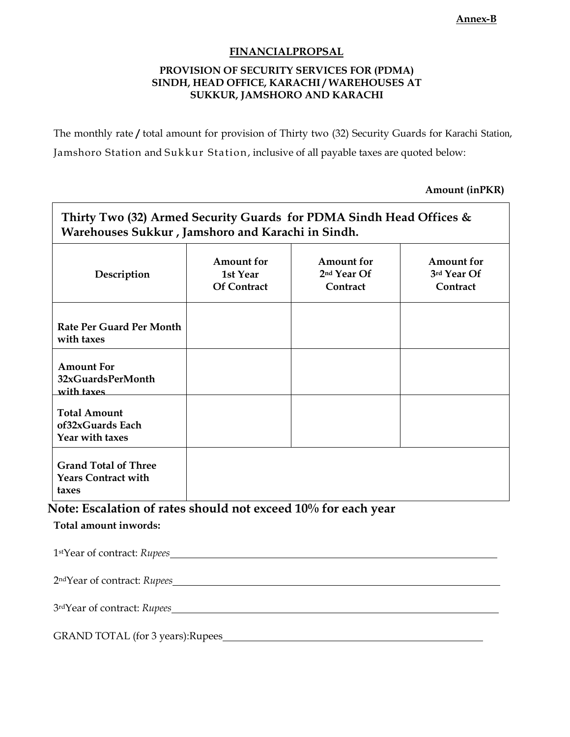**Annex-B**

# FINANCIALPROPSAL

**PROVISION OF SECURITY SERVICES FOR (PDMA) SINDH, HEAD OFFICE, KARACHI / WAREHOUSES AT SUKKUR, JAMSHORO AND KARACHI**

The monthly rate **/** total amount for provision of Thirty two (32) Security Guards for Karachi Station, Jamshoro Station and Sukkur Station, inclusive of all payable taxes are quoted below:

**Amount (inPKR)**

| **Thirty Two (32) Armed Security Guards for PDMA Sindh Head Offices & Warehouses Sukkur , Jamshoro and Karachi in Sindh.** | | | |
|---|---|---|---|
| **Description** | **Amount for 1st Year Of Contract** | **Amount for 2nd Year Of Contract** | **Amount for 3rd Year Of Contract** |
| **Rate Per Guard Per Month with taxes** | | | |
| **Amount For 32xGuardsPerMonth with taxes** | | | |
| **Total Amount of32xGuards Each Year with taxes** | | | |
| **Grand Total of Three Years Contract with taxes** | | | |

**Note: Escalation of rates should not exceed 10% for each year**

**Total amount inwords:**

1st Year of contract: *Rupees*\_\_\_\_\_\_\_\_\_\_\_\_\_\_\_\_\_\_\_\_\_\_\_\_\_\_\_\_\_\_\_\_\_\_\_\_

2nd Year of contract: *Rupees*\_\_\_\_\_\_\_\_\_\_\_\_\_\_\_\_\_\_\_\_\_\_\_\_\_\_\_\_\_\_\_\_\_\_\_\_

3rd Year of contract: *Rupees*\_\_\_\_\_\_\_\_\_\_\_\_\_\_\_\_\_\_\_\_\_\_\_\_\_\_\_\_\_\_\_\_\_\_\_\_

GRAND TOTAL (for 3 years):Rupees\_\_\_\_\_\_\_\_\_\_\_\_\_\_\_\_\_\_\_\_\_\_\_\_\_\_\_\_\_\_\_\_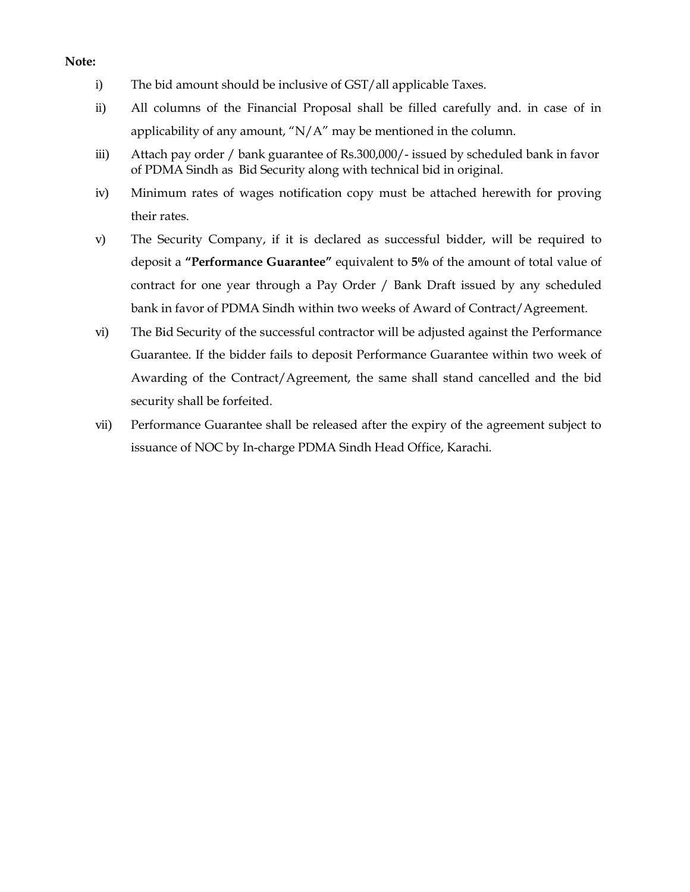**Note:**

i) The bid amount should be inclusive of GST/all applicable Taxes.

ii) All columns of the Financial Proposal shall be filled carefully and. in case of in applicability of any amount, "N/A" may be mentioned in the column.

iii) Attach pay order / bank guarantee of Rs.300,000/- issued by scheduled bank in favor of PDMA Sindh as Bid Security along with technical bid in original.

iv) Minimum rates of wages notification copy must be attached herewith for proving their rates.

v) The Security Company, if it is declared as successful bidder, will be required to deposit a **"Performance Guarantee"** equivalent to **5%** of the amount of total value of contract for one year through a Pay Order / Bank Draft issued by any scheduled bank in favor of PDMA Sindh within two weeks of Award of Contract/Agreement.

vi) The Bid Security of the successful contractor will be adjusted against the Performance Guarantee. If the bidder fails to deposit Performance Guarantee within two week of Awarding of the Contract/Agreement, the same shall stand cancelled and the bid security shall be forfeited.

vii) Performance Guarantee shall be released after the expiry of the agreement subject to issuance of NOC by In-charge PDMA Sindh Head Office, Karachi.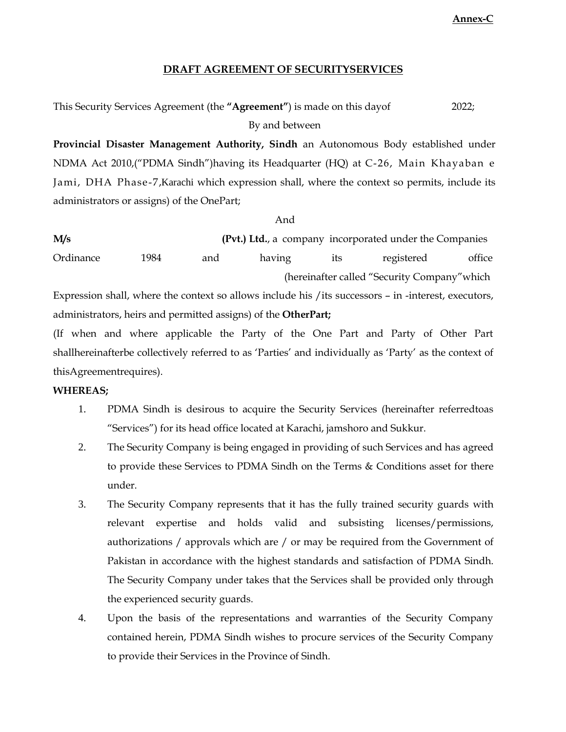**Annex-C**

## DRAFT AGREEMENT OF SECURITYSERVICES

This Security Services Agreement (the **"Agreement"**) is made on this dayof 2022;

By and between

**Provincial Disaster Management Authority, Sindh** an Autonomous Body established under NDMA Act 2010,("PDMA Sindh")having its Headquarter (HQ) at C-26, Main Khayaban e Jami, DHA Phase-7,Karachi which expression shall, where the context so permits, include its administrators or assigns) of the OnePart;

And

**M/s** **(Pvt.) Ltd.**, a company incorporated under the Companies Ordinance 1984 and having its registered office (hereinafter called "Security Company"which Expression shall, where the context so allows include his /its successors – in -interest, executors, administrators, heirs and permitted assigns) of the **OtherPart;**

(If when and where applicable the Party of the One Part and Party of Other Part shallhereinafterbe collectively referred to as 'Parties' and individually as 'Party' as the context of thisAgreementrequires).

**WHEREAS;**

1. PDMA Sindh is desirous to acquire the Security Services (hereinafter referredtoas "Services") for its head office located at Karachi, jamshoro and Sukkur.
2. The Security Company is being engaged in providing of such Services and has agreed to provide these Services to PDMA Sindh on the Terms & Conditions asset for there under.
3. The Security Company represents that it has the fully trained security guards with relevant expertise and holds valid and subsisting licenses/permissions, authorizations / approvals which are / or may be required from the Government of Pakistan in accordance with the highest standards and satisfaction of PDMA Sindh. The Security Company under takes that the Services shall be provided only through the experienced security guards.
4. Upon the basis of the representations and warranties of the Security Company contained herein, PDMA Sindh wishes to procure services of the Security Company to provide their Services in the Province of Sindh.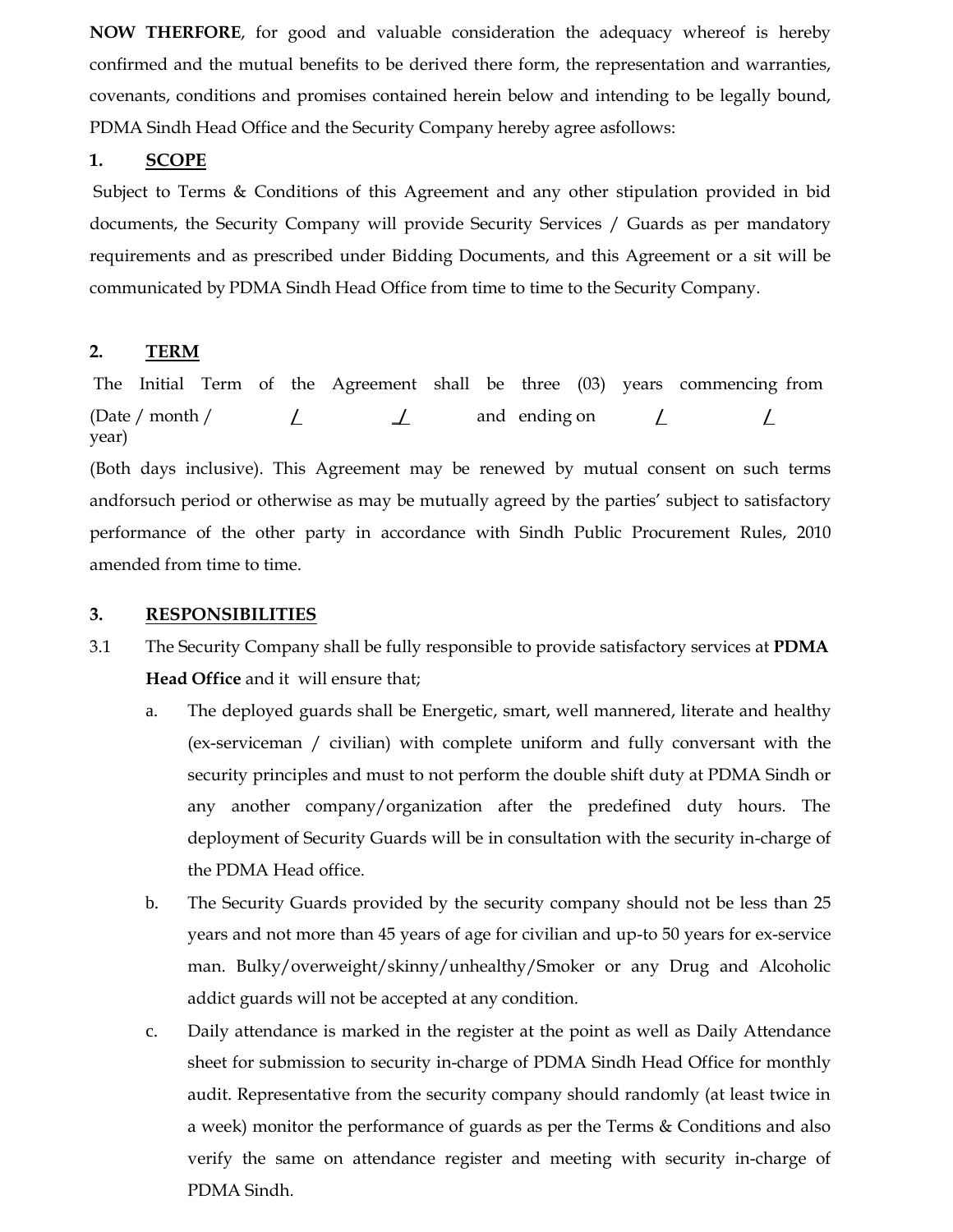**NOW THERFORE**, for good and valuable consideration the adequacy whereof is hereby confirmed and the mutual benefits to be derived there form, the representation and warranties, covenants, conditions and promises contained herein below and intending to be legally bound, PDMA Sindh Head Office and the Security Company hereby agree asfollows:

**1. SCOPE**

Subject to Terms & Conditions of this Agreement and any other stipulation provided in bid documents, the Security Company will provide Security Services / Guards as per mandatory requirements and as prescribed under Bidding Documents, and this Agreement or a sit will be communicated by PDMA Sindh Head Office from time to time to the Security Company.

**2. TERM**

The Initial Term of the Agreement shall be three (03) years commencing from (Date / month / year) / / and ending on / / (Both days inclusive). This Agreement may be renewed by mutual consent on such terms andforsuch period or otherwise as may be mutually agreed by the parties' subject to satisfactory performance of the other party in accordance with Sindh Public Procurement Rules, 2010 amended from time to time.

**3. RESPONSIBILITIES**

3.1 The Security Company shall be fully responsible to provide satisfactory services at **PDMA Head Office** and it will ensure that;

a. The deployed guards shall be Energetic, smart, well mannered, literate and healthy (ex-serviceman / civilian) with complete uniform and fully conversant with the security principles and must to not perform the double shift duty at PDMA Sindh or any another company/organization after the predefined duty hours. The deployment of Security Guards will be in consultation with the security in-charge of the PDMA Head office.

b. The Security Guards provided by the security company should not be less than 25 years and not more than 45 years of age for civilian and up-to 50 years for ex-service man. Bulky/overweight/skinny/unhealthy/Smoker or any Drug and Alcoholic addict guards will not be accepted at any condition.

c. Daily attendance is marked in the register at the point as well as Daily Attendance sheet for submission to security in-charge of PDMA Sindh Head Office for monthly audit. Representative from the security company should randomly (at least twice in a week) monitor the performance of guards as per the Terms & Conditions and also verify the same on attendance register and meeting with security in-charge of PDMA Sindh.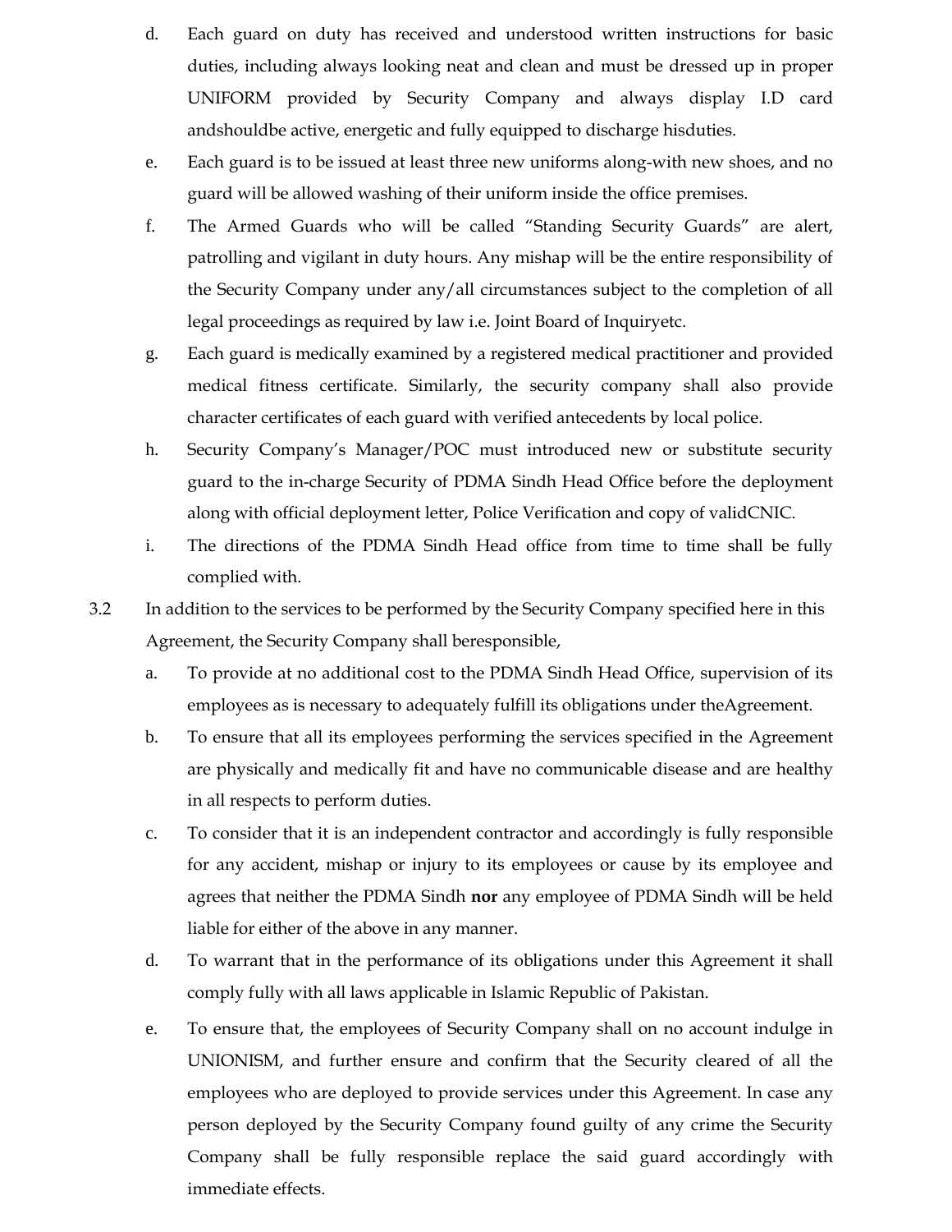d. Each guard on duty has received and understood written instructions for basic duties, including always looking neat and clean and must be dressed up in proper UNIFORM provided by Security Company and always display I.D card andshouldbe active, energetic and fully equipped to discharge hisduties.

e. Each guard is to be issued at least three new uniforms along-with new shoes, and no guard will be allowed washing of their uniform inside the office premises.

f. The Armed Guards who will be called "Standing Security Guards" are alert, patrolling and vigilant in duty hours. Any mishap will be the entire responsibility of the Security Company under any/all circumstances subject to the completion of all legal proceedings as required by law i.e. Joint Board of Inquiryetc.

g. Each guard is medically examined by a registered medical practitioner and provided medical fitness certificate. Similarly, the security company shall also provide character certificates of each guard with verified antecedents by local police.

h. Security Company's Manager/POC must introduced new or substitute security guard to the in-charge Security of PDMA Sindh Head Office before the deployment along with official deployment letter, Police Verification and copy of validCNIC.

i. The directions of the PDMA Sindh Head office from time to time shall be fully complied with.

3.2 In addition to the services to be performed by the Security Company specified here in this Agreement, the Security Company shall beresponsible,

a. To provide at no additional cost to the PDMA Sindh Head Office, supervision of its employees as is necessary to adequately fulfill its obligations under theAgreement.

b. To ensure that all its employees performing the services specified in the Agreement are physically and medically fit and have no communicable disease and are healthy in all respects to perform duties.

c. To consider that it is an independent contractor and accordingly is fully responsible for any accident, mishap or injury to its employees or cause by its employee and agrees that neither the PDMA Sindh **nor** any employee of PDMA Sindh will be held liable for either of the above in any manner.

d. To warrant that in the performance of its obligations under this Agreement it shall comply fully with all laws applicable in Islamic Republic of Pakistan.

e. To ensure that, the employees of Security Company shall on no account indulge in UNIONISM, and further ensure and confirm that the Security cleared of all the employees who are deployed to provide services under this Agreement. In case any person deployed by the Security Company found guilty of any crime the Security Company shall be fully responsible replace the said guard accordingly with immediate effects.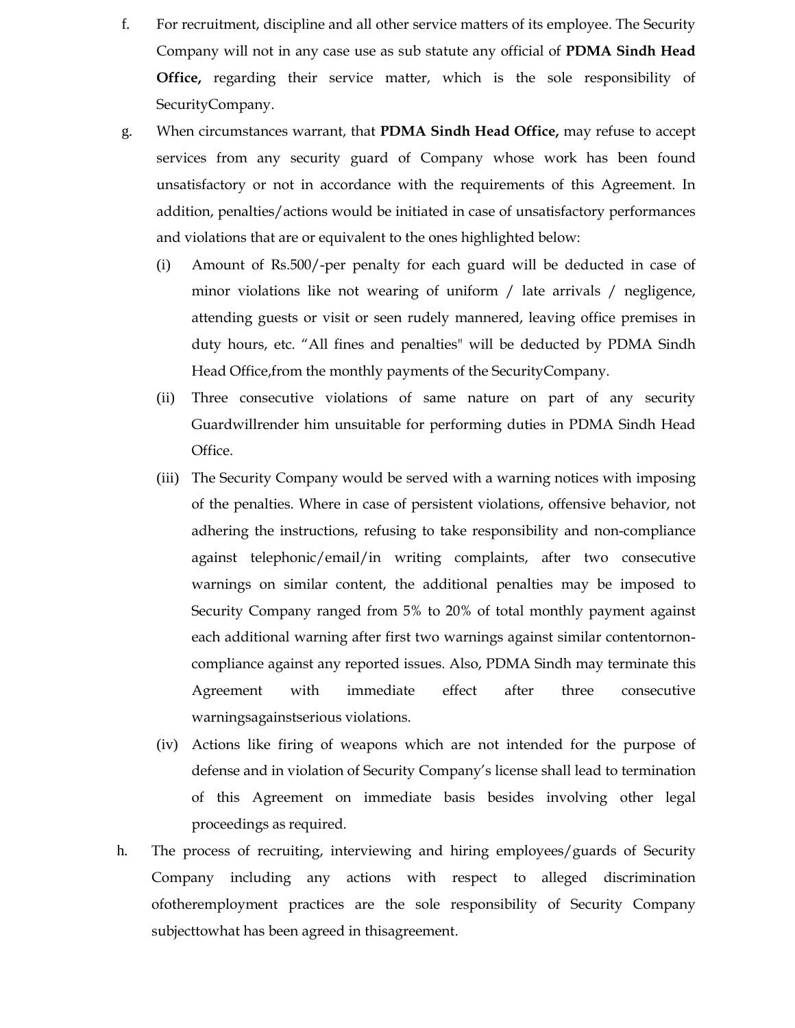f. For recruitment, discipline and all other service matters of its employee. The Security Company will not in any case use as sub statute any official of **PDMA Sindh Head Office,** regarding their service matter, which is the sole responsibility of SecurityCompany.

g. When circumstances warrant, that **PDMA Sindh Head Office,** may refuse to accept services from any security guard of Company whose work has been found unsatisfactory or not in accordance with the requirements of this Agreement. In addition, penalties/actions would be initiated in case of unsatisfactory performances and violations that are or equivalent to the ones highlighted below:

   (i) Amount of Rs.500/-per penalty for each guard will be deducted in case of minor violations like not wearing of uniform / late arrivals / negligence, attending guests or visit or seen rudely mannered, leaving office premises in duty hours, etc. "All fines and penalties" will be deducted by PDMA Sindh Head Office,from the monthly payments of the SecurityCompany.

   (ii) Three consecutive violations of same nature on part of any security Guardwillrender him unsuitable for performing duties in PDMA Sindh Head Office.

   (iii) The Security Company would be served with a warning notices with imposing of the penalties. Where in case of persistent violations, offensive behavior, not adhering the instructions, refusing to take responsibility and non-compliance against telephonic/email/in writing complaints, after two consecutive warnings on similar content, the additional penalties may be imposed to Security Company ranged from 5% to 20% of total monthly payment against each additional warning after first two warnings against similar contentornon-compliance against any reported issues. Also, PDMA Sindh may terminate this Agreement with immediate effect after three consecutive warningsagainstserious violations.

   (iv) Actions like firing of weapons which are not intended for the purpose of defense and in violation of Security Company's license shall lead to termination of this Agreement on immediate basis besides involving other legal proceedings as required.

h. The process of recruiting, interviewing and hiring employees/guards of Security Company including any actions with respect to alleged discrimination ofotheremployment practices are the sole responsibility of Security Company subjecttowhat has been agreed in thisagreement.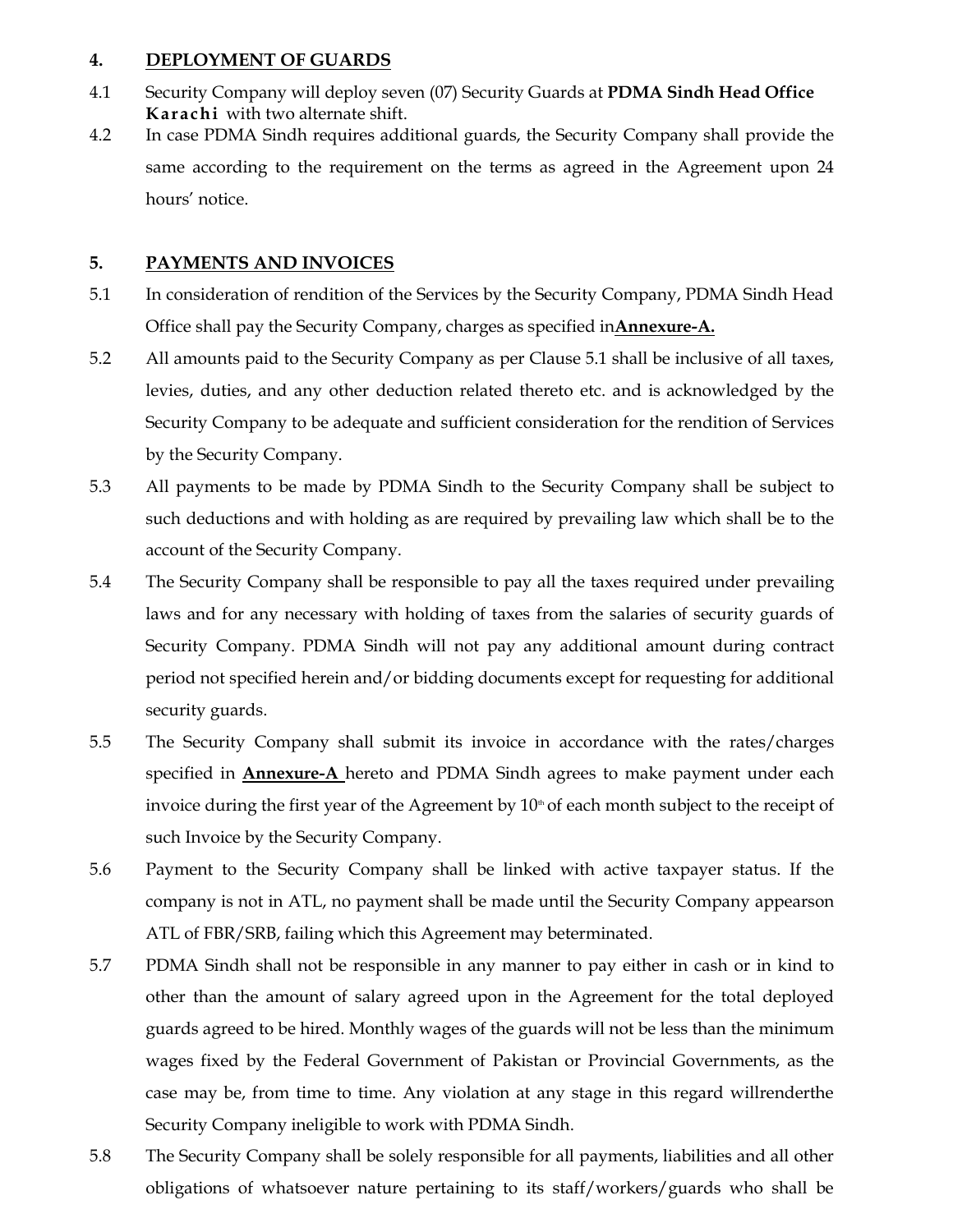4. **DEPLOYMENT OF GUARDS**

4.1 Security Company will deploy seven (07) Security Guards at **PDMA Sindh Head Office Karachi** with two alternate shift.

4.2 In case PDMA Sindh requires additional guards, the Security Company shall provide the same according to the requirement on the terms as agreed in the Agreement upon 24 hours' notice.

5. **PAYMENTS AND INVOICES**

5.1 In consideration of rendition of the Services by the Security Company, PDMA Sindh Head Office shall pay the Security Company, charges as specified in**Annexure-A.**

5.2 All amounts paid to the Security Company as per Clause 5.1 shall be inclusive of all taxes, levies, duties, and any other deduction related thereto etc. and is acknowledged by the Security Company to be adequate and sufficient consideration for the rendition of Services by the Security Company.

5.3 All payments to be made by PDMA Sindh to the Security Company shall be subject to such deductions and with holding as are required by prevailing law which shall be to the account of the Security Company.

5.4 The Security Company shall be responsible to pay all the taxes required under prevailing laws and for any necessary with holding of taxes from the salaries of security guards of Security Company. PDMA Sindh will not pay any additional amount during contract period not specified herein and/or bidding documents except for requesting for additional security guards.

5.5 The Security Company shall submit its invoice in accordance with the rates/charges specified in **Annexure-A** hereto and PDMA Sindh agrees to make payment under each invoice during the first year of the Agreement by 10th of each month subject to the receipt of such Invoice by the Security Company.

5.6 Payment to the Security Company shall be linked with active taxpayer status. If the company is not in ATL, no payment shall be made until the Security Company appearson ATL of FBR/SRB, failing which this Agreement may beterminated.

5.7 PDMA Sindh shall not be responsible in any manner to pay either in cash or in kind to other than the amount of salary agreed upon in the Agreement for the total deployed guards agreed to be hired. Monthly wages of the guards will not be less than the minimum wages fixed by the Federal Government of Pakistan or Provincial Governments, as the case may be, from time to time. Any violation at any stage in this regard willrenderthe Security Company ineligible to work with PDMA Sindh.

5.8 The Security Company shall be solely responsible for all payments, liabilities and all other obligations of whatsoever nature pertaining to its staff/workers/guards who shall be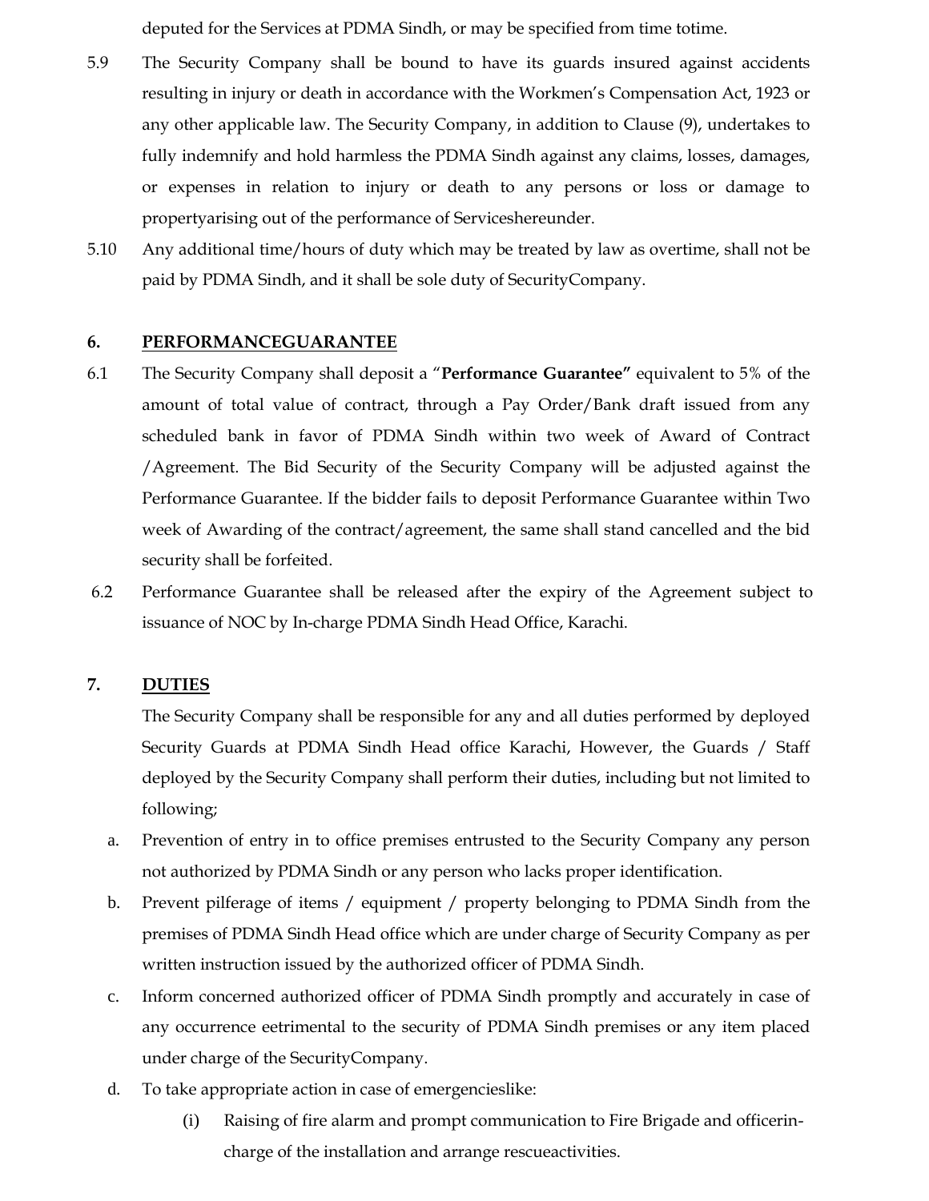deputed for the Services at PDMA Sindh, or may be specified from time totime.

5.9 The Security Company shall be bound to have its guards insured against accidents resulting in injury or death in accordance with the Workmen's Compensation Act, 1923 or any other applicable law. The Security Company, in addition to Clause (9), undertakes to fully indemnify and hold harmless the PDMA Sindh against any claims, losses, damages, or expenses in relation to injury or death to any persons or loss or damage to propertyarising out of the performance of Serviceshereunder.

5.10 Any additional time/hours of duty which may be treated by law as overtime, shall not be paid by PDMA Sindh, and it shall be sole duty of SecurityCompany.

## 6. PERFORMANCEGUARANTEE

6.1 The Security Company shall deposit a "**Performance Guarantee"** equivalent to 5% of the amount of total value of contract, through a Pay Order/Bank draft issued from any scheduled bank in favor of PDMA Sindh within two week of Award of Contract /Agreement. The Bid Security of the Security Company will be adjusted against the Performance Guarantee. If the bidder fails to deposit Performance Guarantee within Two week of Awarding of the contract/agreement, the same shall stand cancelled and the bid security shall be forfeited.

6.2 Performance Guarantee shall be released after the expiry of the Agreement subject to issuance of NOC by In-charge PDMA Sindh Head Office, Karachi.

## 7. DUTIES

The Security Company shall be responsible for any and all duties performed by deployed Security Guards at PDMA Sindh Head office Karachi, However, the Guards / Staff deployed by the Security Company shall perform their duties, including but not limited to following;

a. Prevention of entry in to office premises entrusted to the Security Company any person not authorized by PDMA Sindh or any person who lacks proper identification.

b. Prevent pilferage of items / equipment / property belonging to PDMA Sindh from the premises of PDMA Sindh Head office which are under charge of Security Company as per written instruction issued by the authorized officer of PDMA Sindh.

c. Inform concerned authorized officer of PDMA Sindh promptly and accurately in case of any occurrence eetrimental to the security of PDMA Sindh premises or any item placed under charge of the SecurityCompany.

d. To take appropriate action in case of emergencieslike:

   (i) Raising of fire alarm and prompt communication to Fire Brigade and officerin-charge of the installation and arrange rescueactivities.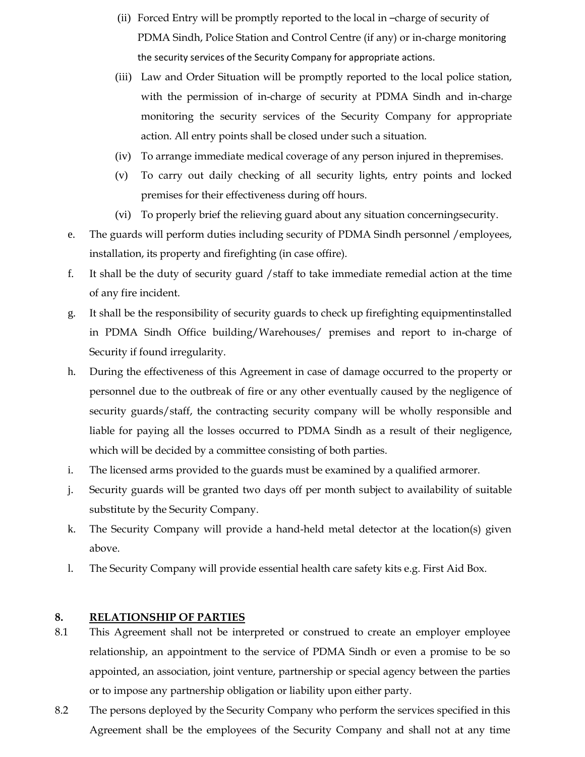(ii) Forced Entry will be promptly reported to the local in –charge of security of PDMA Sindh, Police Station and Control Centre (if any) or in-charge monitoring the security services of the Security Company for appropriate actions.

(iii) Law and Order Situation will be promptly reported to the local police station, with the permission of in-charge of security at PDMA Sindh and in-charge monitoring the security services of the Security Company for appropriate action. All entry points shall be closed under such a situation.

(iv) To arrange immediate medical coverage of any person injured in thepremises.

(v) To carry out daily checking of all security lights, entry points and locked premises for their effectiveness during off hours.

(vi) To properly brief the relieving guard about any situation concerningsecurity.

e. The guards will perform duties including security of PDMA Sindh personnel /employees, installation, its property and firefighting (in case offire).

f. It shall be the duty of security guard /staff to take immediate remedial action at the time of any fire incident.

g. It shall be the responsibility of security guards to check up firefighting equipmentinstalled in PDMA Sindh Office building/Warehouses/ premises and report to in-charge of Security if found irregularity.

h. During the effectiveness of this Agreement in case of damage occurred to the property or personnel due to the outbreak of fire or any other eventually caused by the negligence of security guards/staff, the contracting security company will be wholly responsible and liable for paying all the losses occurred to PDMA Sindh as a result of their negligence, which will be decided by a committee consisting of both parties.

i. The licensed arms provided to the guards must be examined by a qualified armorer.

j. Security guards will be granted two days off per month subject to availability of suitable substitute by the Security Company.

k. The Security Company will provide a hand-held metal detector at the location(s) given above.

l. The Security Company will provide essential health care safety kits e.g. First Aid Box.

## 8. RELATIONSHIP OF PARTIES

8.1 This Agreement shall not be interpreted or construed to create an employer employee relationship, an appointment to the service of PDMA Sindh or even a promise to be so appointed, an association, joint venture, partnership or special agency between the parties or to impose any partnership obligation or liability upon either party.

8.2 The persons deployed by the Security Company who perform the services specified in this Agreement shall be the employees of the Security Company and shall not at any time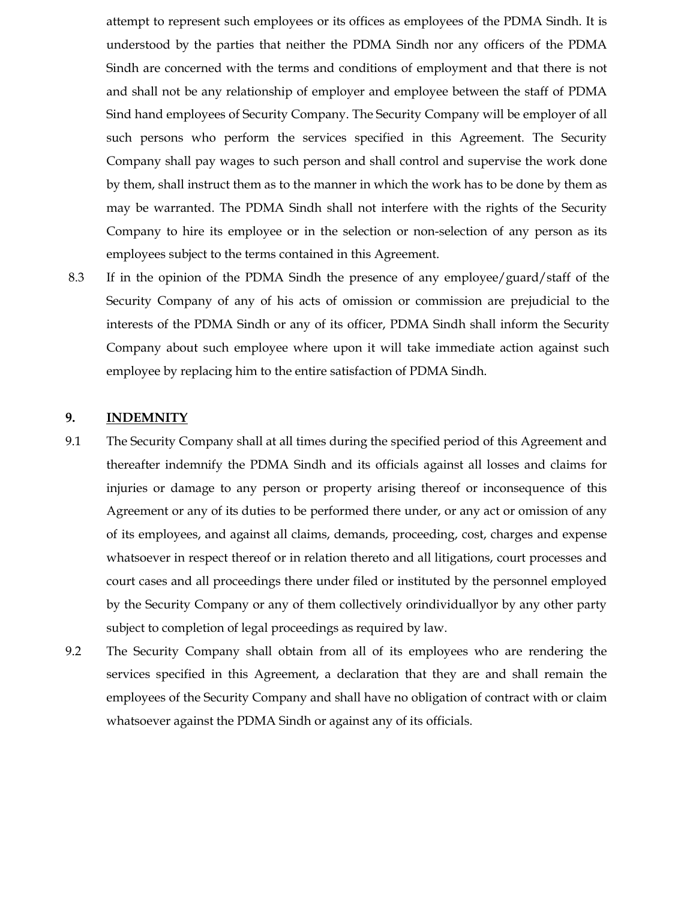attempt to represent such employees or its offices as employees of the PDMA Sindh. It is understood by the parties that neither the PDMA Sindh nor any officers of the PDMA Sindh are concerned with the terms and conditions of employment and that there is not and shall not be any relationship of employer and employee between the staff of PDMA Sind hand employees of Security Company. The Security Company will be employer of all such persons who perform the services specified in this Agreement. The Security Company shall pay wages to such person and shall control and supervise the work done by them, shall instruct them as to the manner in which the work has to be done by them as may be warranted. The PDMA Sindh shall not interfere with the rights of the Security Company to hire its employee or in the selection or non-selection of any person as its employees subject to the terms contained in this Agreement.

8.3 If in the opinion of the PDMA Sindh the presence of any employee/guard/staff of the Security Company of any of his acts of omission or commission are prejudicial to the interests of the PDMA Sindh or any of its officer, PDMA Sindh shall inform the Security Company about such employee where upon it will take immediate action against such employee by replacing him to the entire satisfaction of PDMA Sindh.

## 9. INDEMNITY

9.1 The Security Company shall at all times during the specified period of this Agreement and thereafter indemnify the PDMA Sindh and its officials against all losses and claims for injuries or damage to any person or property arising thereof or inconsequence of this Agreement or any of its duties to be performed there under, or any act or omission of any of its employees, and against all claims, demands, proceeding, cost, charges and expense whatsoever in respect thereof or in relation thereto and all litigations, court processes and court cases and all proceedings there under filed or instituted by the personnel employed by the Security Company or any of them collectively orindividuallyor by any other party subject to completion of legal proceedings as required by law.

9.2 The Security Company shall obtain from all of its employees who are rendering the services specified in this Agreement, a declaration that they are and shall remain the employees of the Security Company and shall have no obligation of contract with or claim whatsoever against the PDMA Sindh or against any of its officials.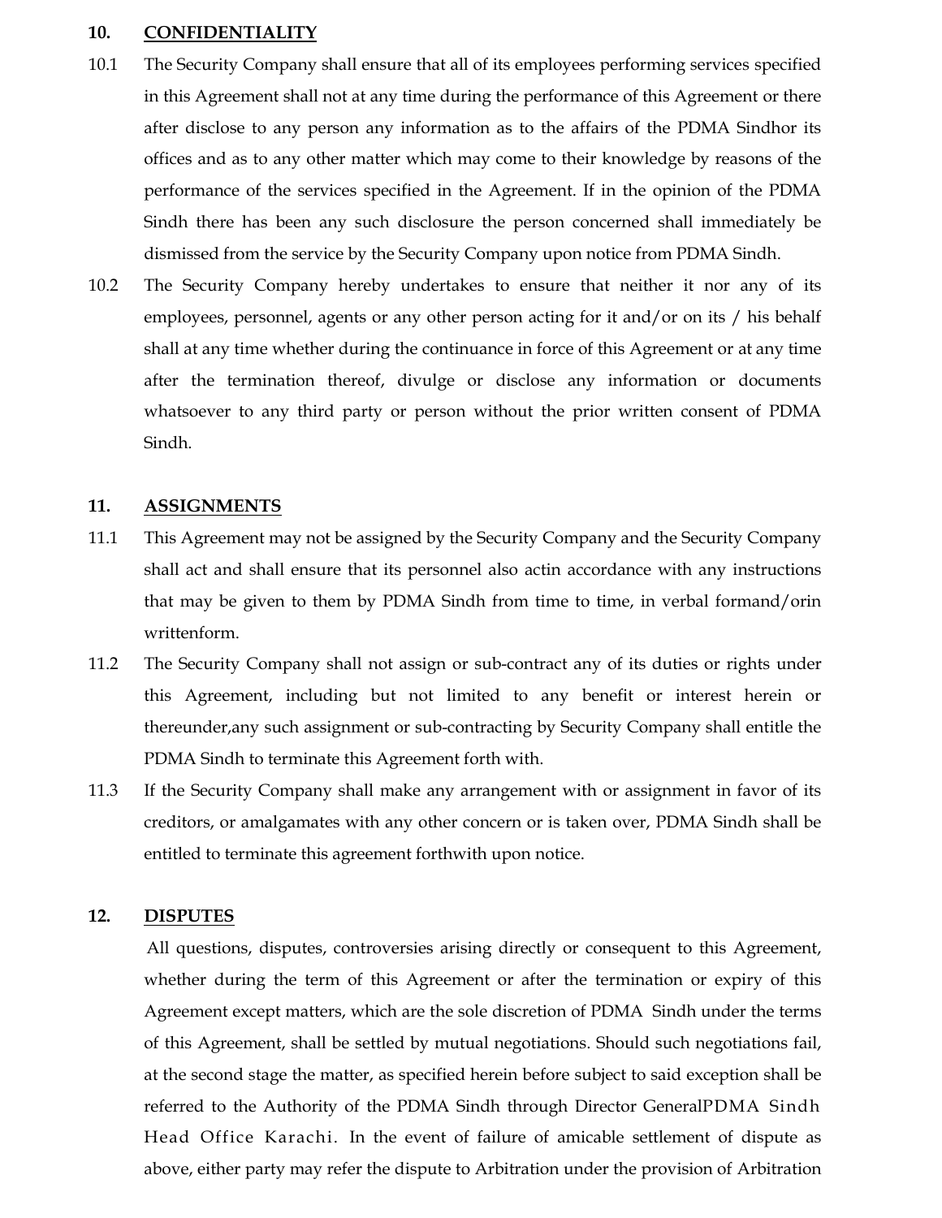**10. CONFIDENTIALITY**

10.1 The Security Company shall ensure that all of its employees performing services specified in this Agreement shall not at any time during the performance of this Agreement or there after disclose to any person any information as to the affairs of the PDMA Sindhor its offices and as to any other matter which may come to their knowledge by reasons of the performance of the services specified in the Agreement. If in the opinion of the PDMA Sindh there has been any such disclosure the person concerned shall immediately be dismissed from the service by the Security Company upon notice from PDMA Sindh.

10.2 The Security Company hereby undertakes to ensure that neither it nor any of its employees, personnel, agents or any other person acting for it and/or on its / his behalf shall at any time whether during the continuance in force of this Agreement or at any time after the termination thereof, divulge or disclose any information or documents whatsoever to any third party or person without the prior written consent of PDMA Sindh.

**11. ASSIGNMENTS**

11.1 This Agreement may not be assigned by the Security Company and the Security Company shall act and shall ensure that its personnel also actin accordance with any instructions that may be given to them by PDMA Sindh from time to time, in verbal formand/orin writtenform.

11.2 The Security Company shall not assign or sub-contract any of its duties or rights under this Agreement, including but not limited to any benefit or interest herein or thereunder,any such assignment or sub-contracting by Security Company shall entitle the PDMA Sindh to terminate this Agreement forth with.

11.3 If the Security Company shall make any arrangement with or assignment in favor of its creditors, or amalgamates with any other concern or is taken over, PDMA Sindh shall be entitled to terminate this agreement forthwith upon notice.

**12. DISPUTES**

All questions, disputes, controversies arising directly or consequent to this Agreement, whether during the term of this Agreement or after the termination or expiry of this Agreement except matters, which are the sole discretion of PDMA Sindh under the terms of this Agreement, shall be settled by mutual negotiations. Should such negotiations fail, at the second stage the matter, as specified herein before subject to said exception shall be referred to the Authority of the PDMA Sindh through Director GeneralPDMA Sindh Head Office Karachi. In the event of failure of amicable settlement of dispute as above, either party may refer the dispute to Arbitration under the provision of Arbitration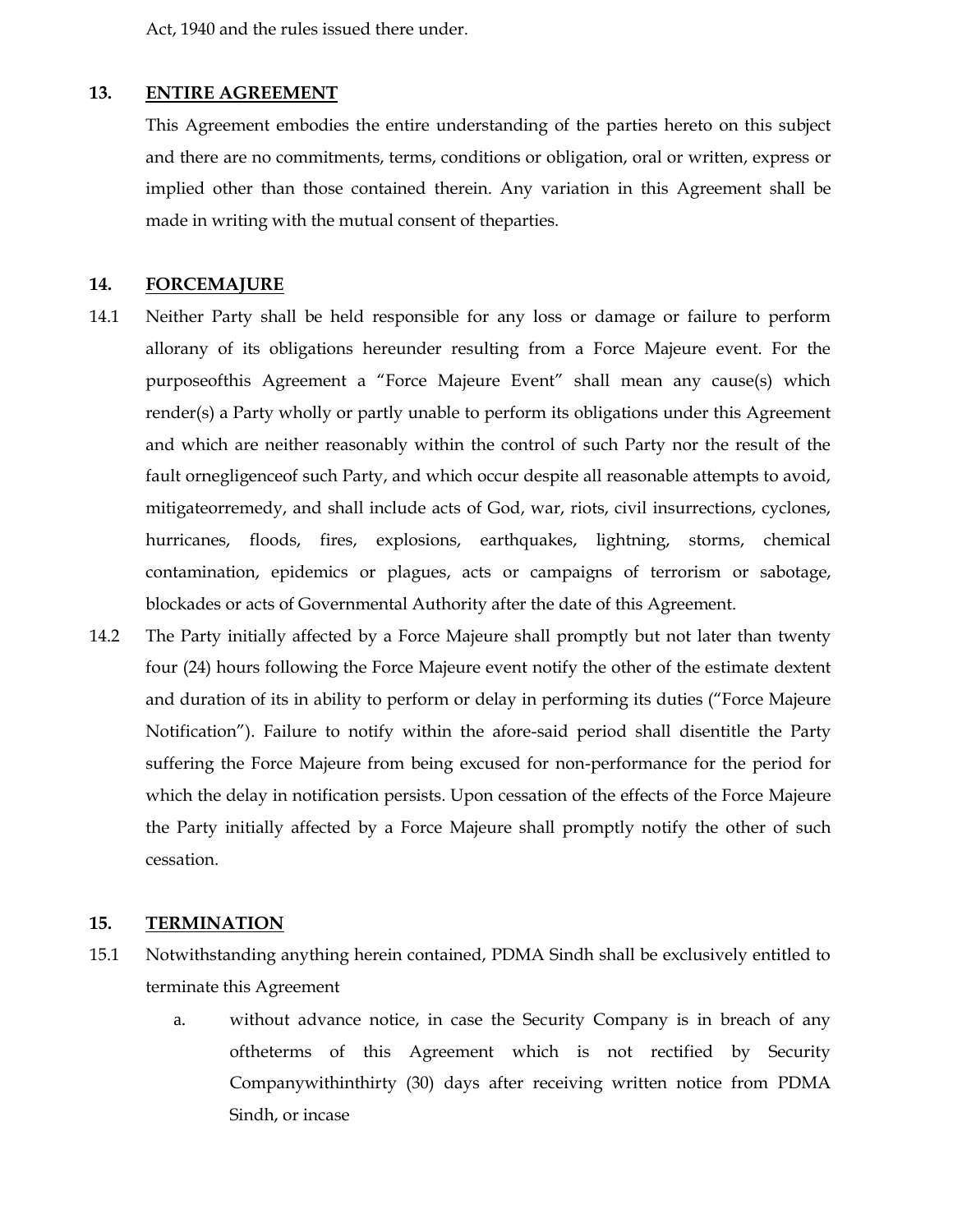Act, 1940 and the rules issued there under.

## 13. ENTIRE AGREEMENT

This Agreement embodies the entire understanding of the parties hereto on this subject and there are no commitments, terms, conditions or obligation, oral or written, express or implied other than those contained therein. Any variation in this Agreement shall be made in writing with the mutual consent of theparties.

## 14. FORCEMAJURE

14.1 Neither Party shall be held responsible for any loss or damage or failure to perform allorany of its obligations hereunder resulting from a Force Majeure event. For the purposeofthis Agreement a "Force Majeure Event" shall mean any cause(s) which render(s) a Party wholly or partly unable to perform its obligations under this Agreement and which are neither reasonably within the control of such Party nor the result of the fault ornegligenceof such Party, and which occur despite all reasonable attempts to avoid, mitigateorremedy, and shall include acts of God, war, riots, civil insurrections, cyclones, hurricanes, floods, fires, explosions, earthquakes, lightning, storms, chemical contamination, epidemics or plagues, acts or campaigns of terrorism or sabotage, blockades or acts of Governmental Authority after the date of this Agreement.

14.2 The Party initially affected by a Force Majeure shall promptly but not later than twenty four (24) hours following the Force Majeure event notify the other of the estimate dextent and duration of its in ability to perform or delay in performing its duties ("Force Majeure Notification"). Failure to notify within the afore-said period shall disentitle the Party suffering the Force Majeure from being excused for non-performance for the period for which the delay in notification persists. Upon cessation of the effects of the Force Majeure the Party initially affected by a Force Majeure shall promptly notify the other of such cessation.

## 15. TERMINATION

15.1 Notwithstanding anything herein contained, PDMA Sindh shall be exclusively entitled to terminate this Agreement

a. without advance notice, in case the Security Company is in breach of any oftheterms of this Agreement which is not rectified by Security Companywithinthirty (30) days after receiving written notice from PDMA Sindh, or incase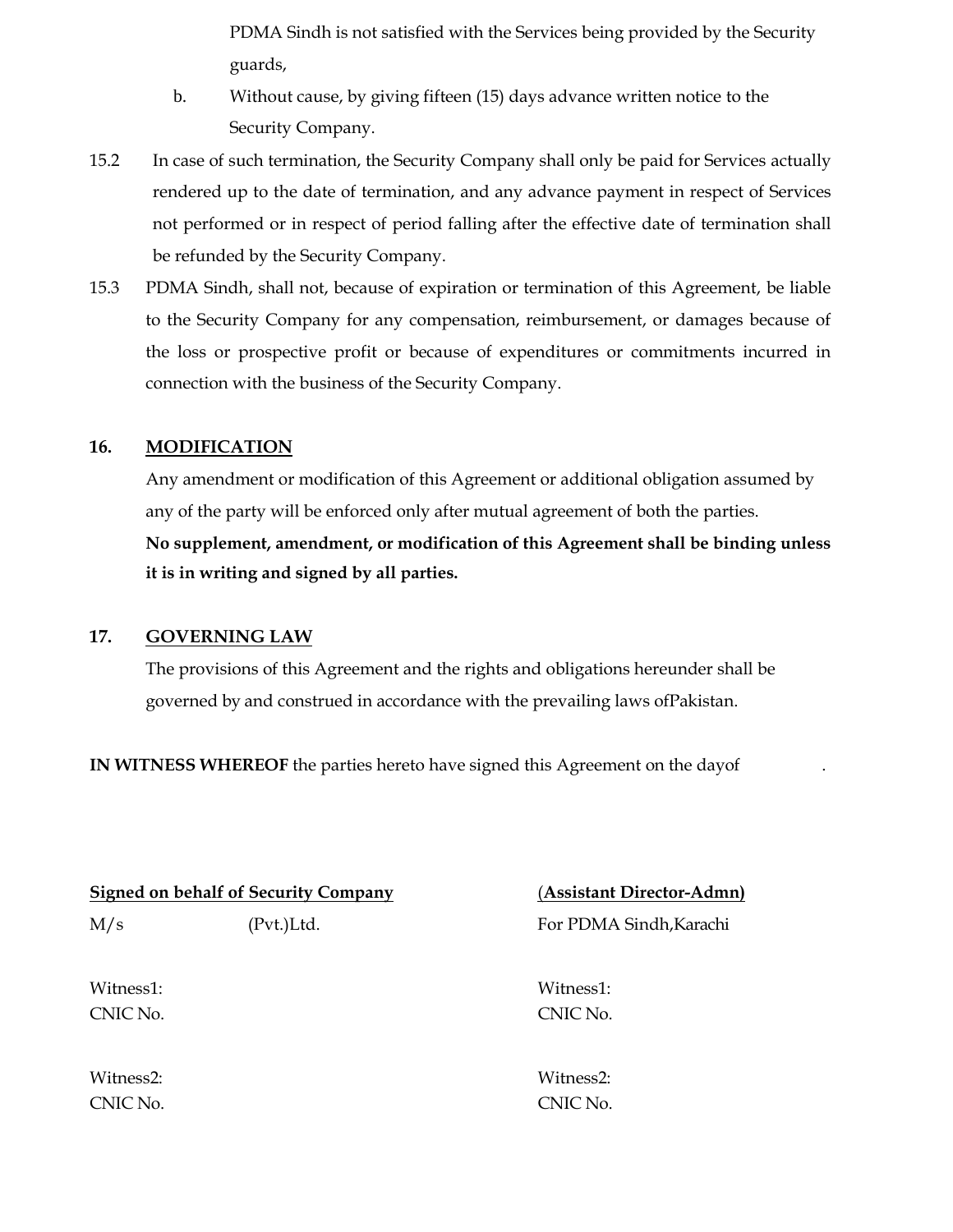PDMA Sindh is not satisfied with the Services being provided by the Security guards,

b. Without cause, by giving fifteen (15) days advance written notice to the Security Company.

15.2 In case of such termination, the Security Company shall only be paid for Services actually rendered up to the date of termination, and any advance payment in respect of Services not performed or in respect of period falling after the effective date of termination shall be refunded by the Security Company.

15.3 PDMA Sindh, shall not, because of expiration or termination of this Agreement, be liable to the Security Company for any compensation, reimbursement, or damages because of the loss or prospective profit or because of expenditures or commitments incurred in connection with the business of the Security Company.

## 16. MODIFICATION

Any amendment or modification of this Agreement or additional obligation assumed by any of the party will be enforced only after mutual agreement of both the parties.

**No supplement, amendment, or modification of this Agreement shall be binding unless it is in writing and signed by all parties.**

## 17. GOVERNING LAW

The provisions of this Agreement and the rights and obligations hereunder shall be governed by and construed in accordance with the prevailing laws ofPakistan.

**IN WITNESS WHEREOF** the parties hereto have signed this Agreement on the dayof .

**Signed on behalf of Security Company**
M/s (Pvt.)Ltd.

Witness1:
CNIC No.

Witness2:
CNIC No.

**(Assistant Director-Admn)**
For PDMA Sindh,Karachi

Witness1:
CNIC No.

Witness2:
CNIC No.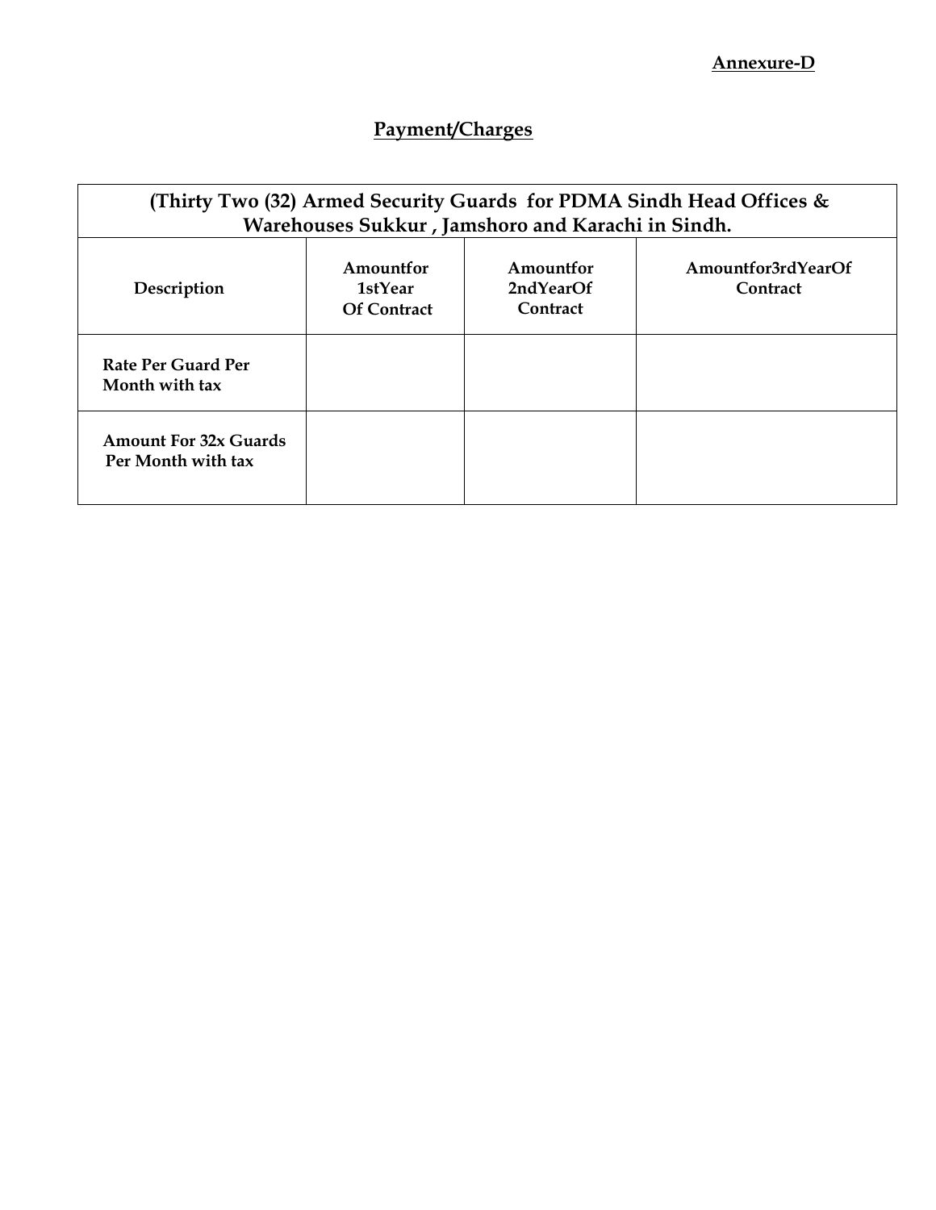**Annexure-D**

## Payment/Charges

| (Thirty Two (32) Armed Security Guards for PDMA Sindh Head Offices & Warehouses Sukkur , Jamshoro and Karachi in Sindh. | | | |
|---|---|---|---|
| **Description** | **Amountfor 1stYear Of Contract** | **Amountfor 2ndYearOf Contract** | **Amountfor3rdYearOf Contract** |
| **Rate Per Guard Per Month with tax** | | | |
| **Amount For 32x Guards Per Month with tax** | | | |